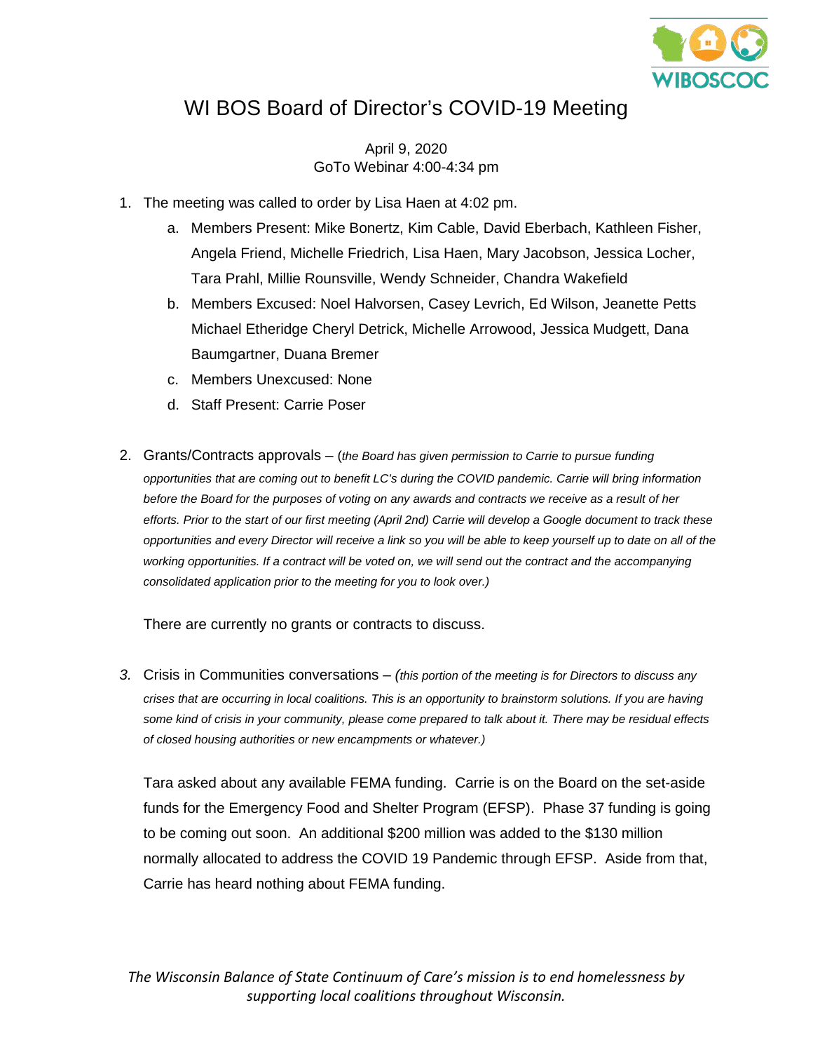# WI BOS Board of Director's COVID-19 Meeting

April 9, 2020
GoTo Webinar 4:00-4:34 pm

1. The meeting was called to order by Lisa Haen at 4:02 pm.
   a. Members Present: Mike Bonertz, Kim Cable, David Eberbach, Kathleen Fisher, Angela Friend, Michelle Friedrich, Lisa Haen, Mary Jacobson, Jessica Locher, Tara Prahl, Millie Rounsville, Wendy Schneider, Chandra Wakefield
   b. Members Excused: Noel Halvorsen, Casey Levrich, Ed Wilson, Jeanette Petts Michael Etheridge Cheryl Detrick, Michelle Arrowood, Jessica Mudgett, Dana Baumgartner, Duana Bremer
   c. Members Unexcused: None
   d. Staff Present: Carrie Poser

2. Grants/Contracts approvals – (*the Board has given permission to Carrie to pursue funding opportunities that are coming out to benefit LC's during the COVID pandemic. Carrie will bring information before the Board for the purposes of voting on any awards and contracts we receive as a result of her efforts. Prior to the start of our first meeting (April 2nd) Carrie will develop a Google document to track these opportunities and every Director will receive a link so you will be able to keep yourself up to date on all of the working opportunities. If a contract will be voted on, we will send out the contract and the accompanying consolidated application prior to the meeting for you to look over.)*

   There are currently no grants or contracts to discuss.

3. Crisis in Communities conversations – *(this portion of the meeting is for Directors to discuss any crises that are occurring in local coalitions. This is an opportunity to brainstorm solutions. If you are having some kind of crisis in your community, please come prepared to talk about it. There may be residual effects of closed housing authorities or new encampments or whatever.)*

   Tara asked about any available FEMA funding. Carrie is on the Board on the set-aside funds for the Emergency Food and Shelter Program (EFSP). Phase 37 funding is going to be coming out soon. An additional $200 million was added to the $130 million normally allocated to address the COVID 19 Pandemic through EFSP. Aside from that, Carrie has heard nothing about FEMA funding.

*The Wisconsin Balance of State Continuum of Care's mission is to end homelessness by supporting local coalitions throughout Wisconsin.*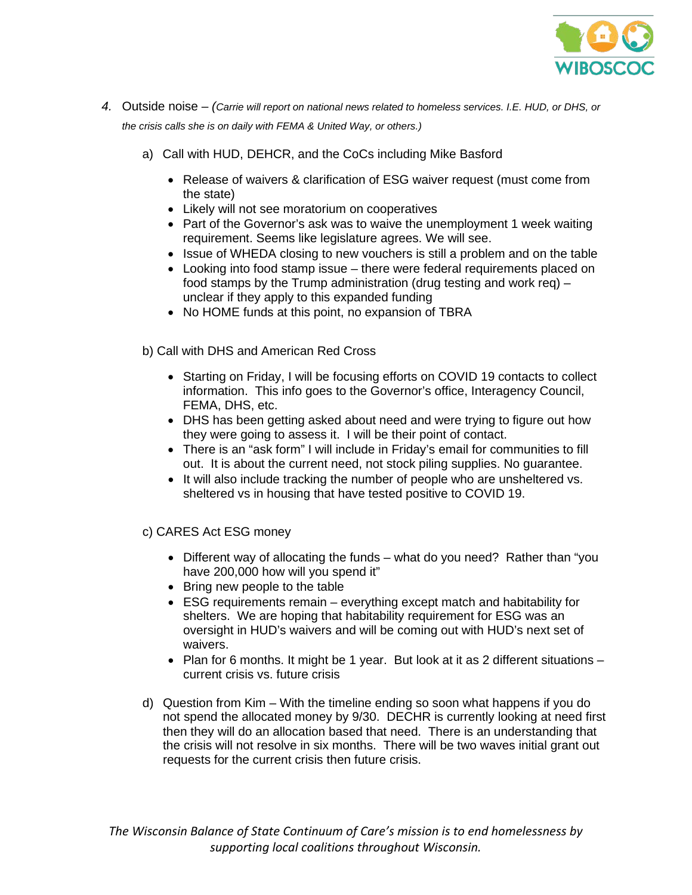4. Outside noise – *(Carrie will report on national news related to homeless services. I.E. HUD, or DHS, or the crisis calls she is on daily with FEMA & United Way, or others.)*

   a) Call with HUD, DEHCR, and the CoCs including Mike Basford

   - Release of waivers & clarification of ESG waiver request (must come from the state)
   - Likely will not see moratorium on cooperatives
   - Part of the Governor's ask was to waive the unemployment 1 week waiting requirement. Seems like legislature agrees. We will see.
   - Issue of WHEDA closing to new vouchers is still a problem and on the table
   - Looking into food stamp issue – there were federal requirements placed on food stamps by the Trump administration (drug testing and work req) – unclear if they apply to this expanded funding
   - No HOME funds at this point, no expansion of TBRA

   b) Call with DHS and American Red Cross

   - Starting on Friday, I will be focusing efforts on COVID 19 contacts to collect information. This info goes to the Governor's office, Interagency Council, FEMA, DHS, etc.
   - DHS has been getting asked about need and were trying to figure out how they were going to assess it. I will be their point of contact.
   - There is an "ask form" I will include in Friday's email for communities to fill out. It is about the current need, not stock piling supplies. No guarantee.
   - It will also include tracking the number of people who are unsheltered vs. sheltered vs in housing that have tested positive to COVID 19.

   c) CARES Act ESG money

   - Different way of allocating the funds – what do you need? Rather than "you have 200,000 how will you spend it"
   - Bring new people to the table
   - ESG requirements remain – everything except match and habitability for shelters. We are hoping that habitability requirement for ESG was an oversight in HUD's waivers and will be coming out with HUD's next set of waivers.
   - Plan for 6 months. It might be 1 year. But look at it as 2 different situations – current crisis vs. future crisis

   d) Question from Kim – With the timeline ending so soon what happens if you do not spend the allocated money by 9/30. DECHR is currently looking at need first then they will do an allocation based that need. There is an understanding that the crisis will not resolve in six months. There will be two waves initial grant out requests for the current crisis then future crisis.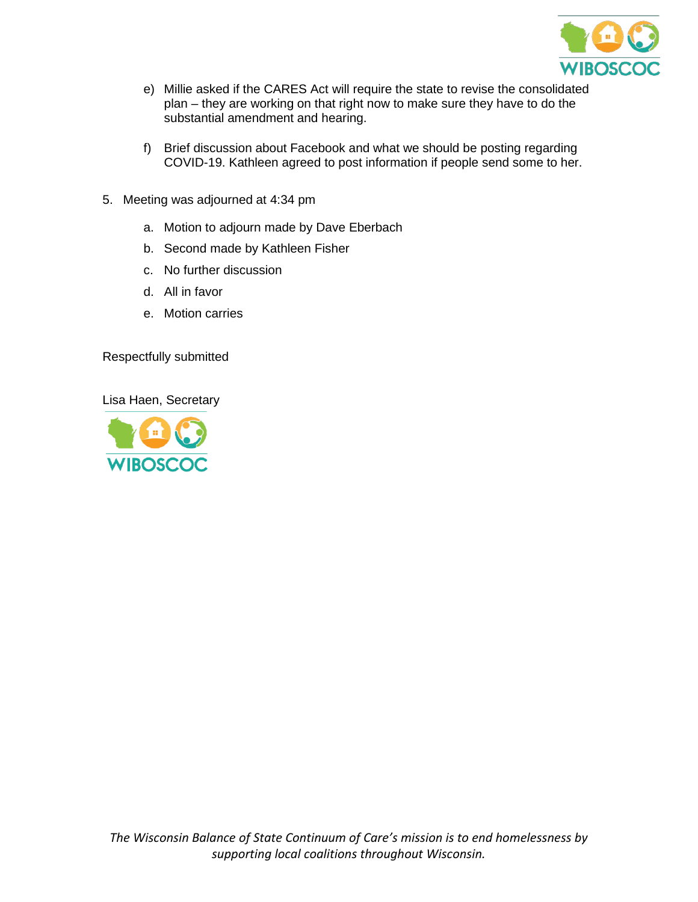e) Millie asked if the CARES Act will require the state to revise the consolidated plan – they are working on that right now to make sure they have to do the substantial amendment and hearing.

f) Brief discussion about Facebook and what we should be posting regarding COVID-19. Kathleen agreed to post information if people send some to her.

5. Meeting was adjourned at 4:34 pm

   a. Motion to adjourn made by Dave Eberbach

   b. Second made by Kathleen Fisher

   c. No further discussion

   d. All in favor

   e. Motion carries

Respectfully submitted

Lisa Haen, Secretary

*The Wisconsin Balance of State Continuum of Care's mission is to end homelessness by supporting local coalitions throughout Wisconsin.*